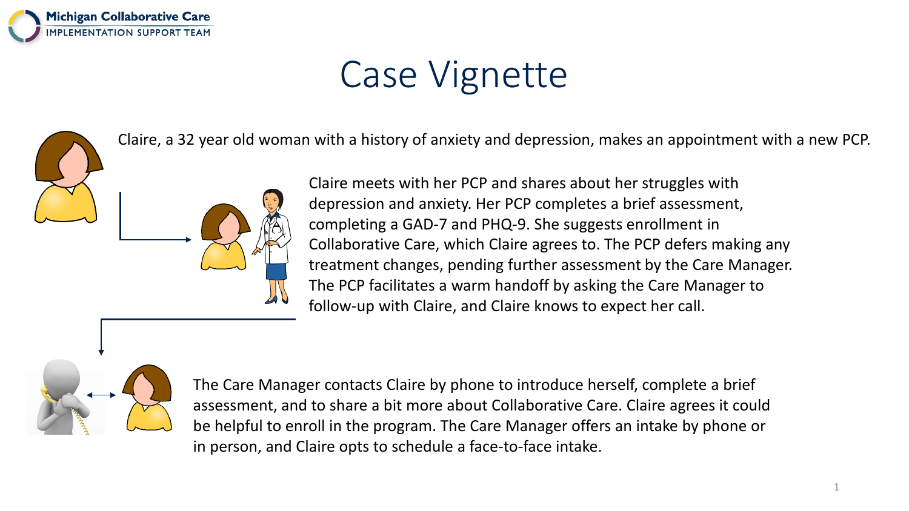# Case Vignette

Claire, a 32 year old woman with a history of anxiety and depression, makes an appointment with a new PCP.

Claire meets with her PCP and shares about her struggles with depression and anxiety. Her PCP completes a brief assessment, completing a GAD-7 and PHQ-9. She suggests enrollment in Collaborative Care, which Claire agrees to. The PCP defers making any treatment changes, pending further assessment by the Care Manager. The PCP facilitates a warm handoff by asking the Care Manager to follow-up with Claire, and Claire knows to expect her call.

The Care Manager contacts Claire by phone to introduce herself, complete a brief assessment, and to share a bit more about Collaborative Care. Claire agrees it could be helpful to enroll in the program. The Care Manager offers an intake by phone or in person, and Claire opts to schedule a face-to-face intake.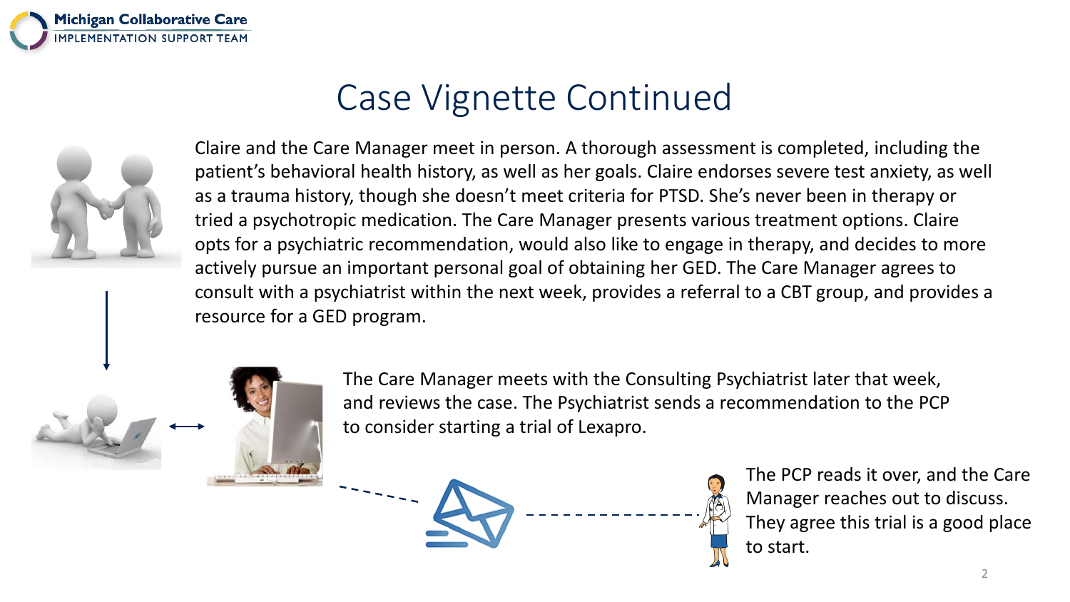# Case Vignette Continued

Claire and the Care Manager meet in person. A thorough assessment is completed, including the patient's behavioral health history, as well as her goals. Claire endorses severe test anxiety, as well as a trauma history, though she doesn't meet criteria for PTSD. She's never been in therapy or tried a psychotropic medication. The Care Manager presents various treatment options. Claire opts for a psychiatric recommendation, would also like to engage in therapy, and decides to more actively pursue an important personal goal of obtaining her GED. The Care Manager agrees to consult with a psychiatrist within the next week, provides a referral to a CBT group, and provides a resource for a GED program.

The Care Manager meets with the Consulting Psychiatrist later that week, and reviews the case. The Psychiatrist sends a recommendation to the PCP to consider starting a trial of Lexapro.

The PCP reads it over, and the Care Manager reaches out to discuss. They agree this trial is a good place to start.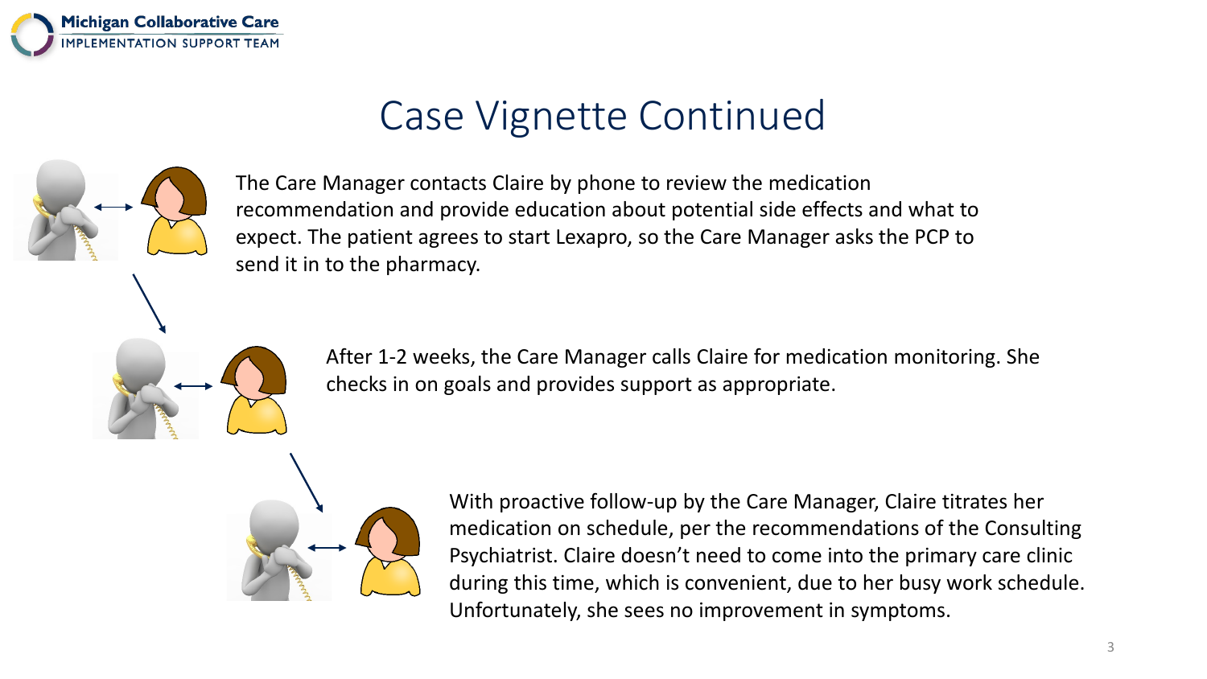# Case Vignette Continued

The Care Manager contacts Claire by phone to review the medication recommendation and provide education about potential side effects and what to expect. The patient agrees to start Lexapro, so the Care Manager asks the PCP to send it in to the pharmacy.

After 1-2 weeks, the Care Manager calls Claire for medication monitoring. She checks in on goals and provides support as appropriate.

With proactive follow-up by the Care Manager, Claire titrates her medication on schedule, per the recommendations of the Consulting Psychiatrist. Claire doesn't need to come into the primary care clinic during this time, which is convenient, due to her busy work schedule. Unfortunately, she sees no improvement in symptoms.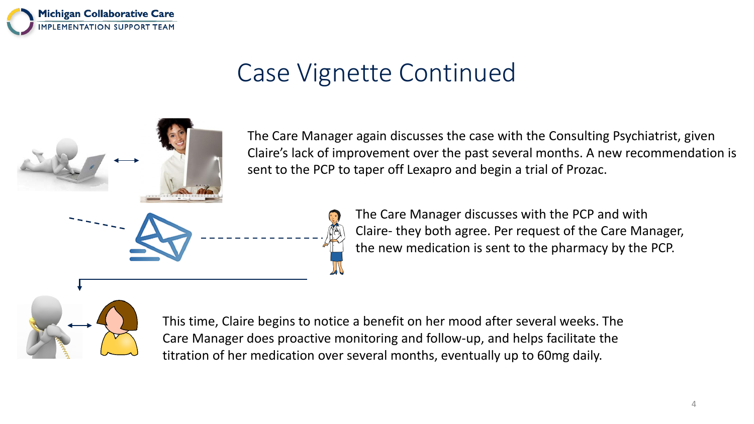# Case Vignette Continued

The Care Manager again discusses the case with the Consulting Psychiatrist, given Claire's lack of improvement over the past several months. A new recommendation is sent to the PCP to taper off Lexapro and begin a trial of Prozac.

The Care Manager discusses with the PCP and with Claire- they both agree. Per request of the Care Manager, the new medication is sent to the pharmacy by the PCP.

This time, Claire begins to notice a benefit on her mood after several weeks. The Care Manager does proactive monitoring and follow-up, and helps facilitate the titration of her medication over several months, eventually up to 60mg daily.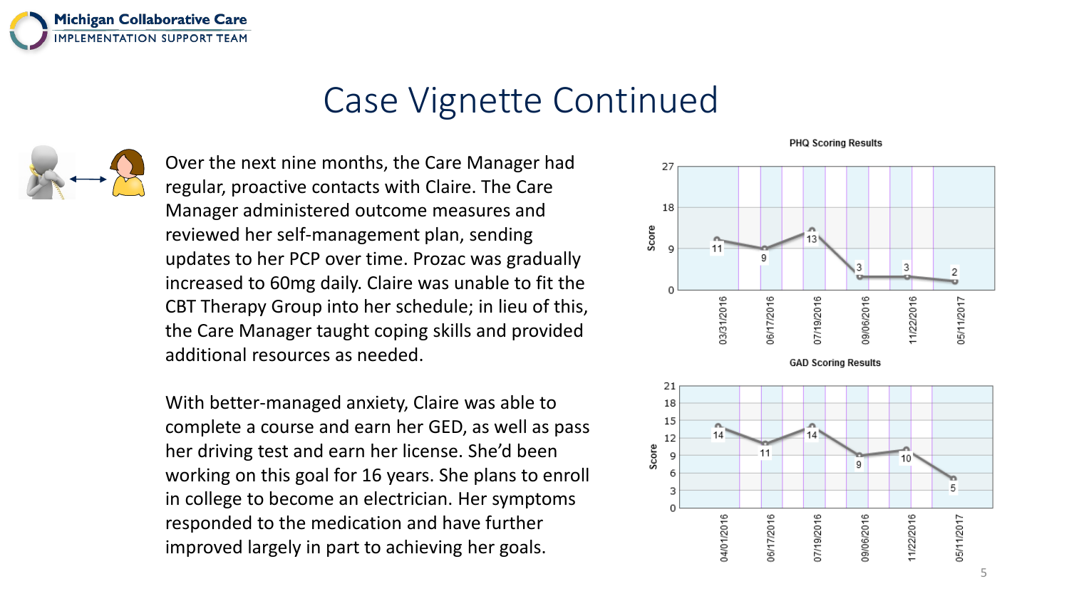# Case Vignette Continued

Over the next nine months, the Care Manager had regular, proactive contacts with Claire. The Care Manager administered outcome measures and reviewed her self-management plan, sending updates to her PCP over time. Prozac was gradually increased to 60mg daily. Claire was unable to fit the CBT Therapy Group into her schedule; in lieu of this, the Care Manager taught coping skills and provided additional resources as needed.

With better-managed anxiety, Claire was able to complete a course and earn her GED, as well as pass her driving test and earn her license. She'd been working on this goal for 16 years. She plans to enroll in college to become an electrician. Her symptoms responded to the medication and have further improved largely in part to achieving her goals.

**PHQ Scoring Results**

| Date | Score |
|---|---|
| 03/31/2016 | 11 |
| 06/17/2016 | 9 |
| 07/19/2016 | 13 |
| 09/06/2016 | 3 |
| 11/22/2016 | 3 |
| 05/11/2017 | 2 |

**GAD Scoring Results**

| Date | Score |
|---|---|
| 04/01/2016 | 14 |
| 06/17/2016 | 11 |
| 07/19/2016 | 14 |
| 09/06/2016 | 9 |
| 11/22/2016 | 10 |
| 05/11/2017 | 5 |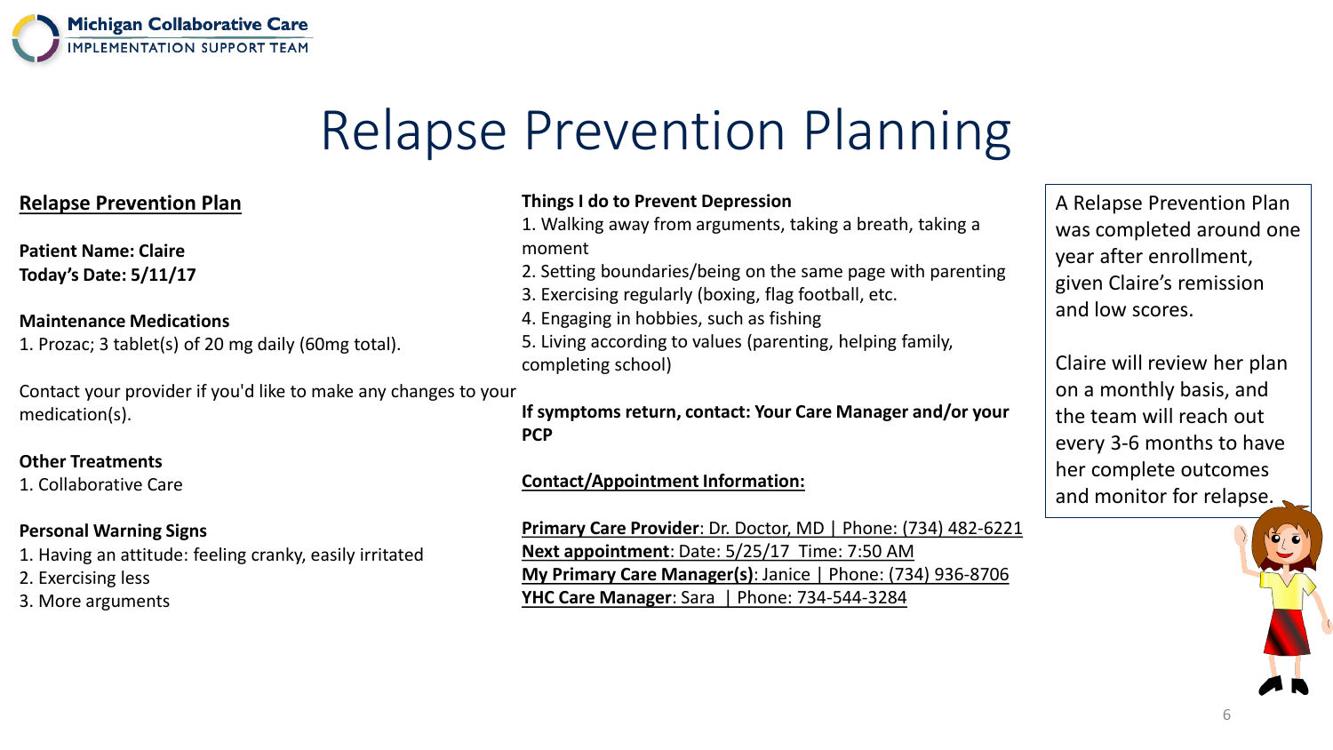# Relapse Prevention Planning

**Relapse Prevention Plan**

**Patient Name: Claire**
**Today's Date: 5/11/17**

**Maintenance Medications**
1. Prozac; 3 tablet(s) of 20 mg daily (60mg total).

Contact your provider if you'd like to make any changes to your medication(s).

**Other Treatments**
1. Collaborative Care

**Personal Warning Signs**
1. Having an attitude: feeling cranky, easily irritated
2. Exercising less
3. More arguments

**Things I do to Prevent Depression**
1. Walking away from arguments, taking a breath, taking a moment
2. Setting boundaries/being on the same page with parenting
3. Exercising regularly (boxing, flag football, etc.
4. Engaging in hobbies, such as fishing
5. Living according to values (parenting, helping family, completing school)

**If symptoms return, contact: Your Care Manager and/or your PCP**

**Contact/Appointment Information:**

**Primary Care Provider**: Dr. Doctor, MD | Phone: (734) 482-6221
**Next appointment**: Date: 5/25/17 Time: 7:50 AM
**My Primary Care Manager(s)**: Janice | Phone: (734) 936-8706
**YHC Care Manager**: Sara | Phone: 734-544-3284

A Relapse Prevention Plan was completed around one year after enrollment, given Claire's remission and low scores.

Claire will review her plan on a monthly basis, and the team will reach out every 3-6 months to have her complete outcomes and monitor for relapse.